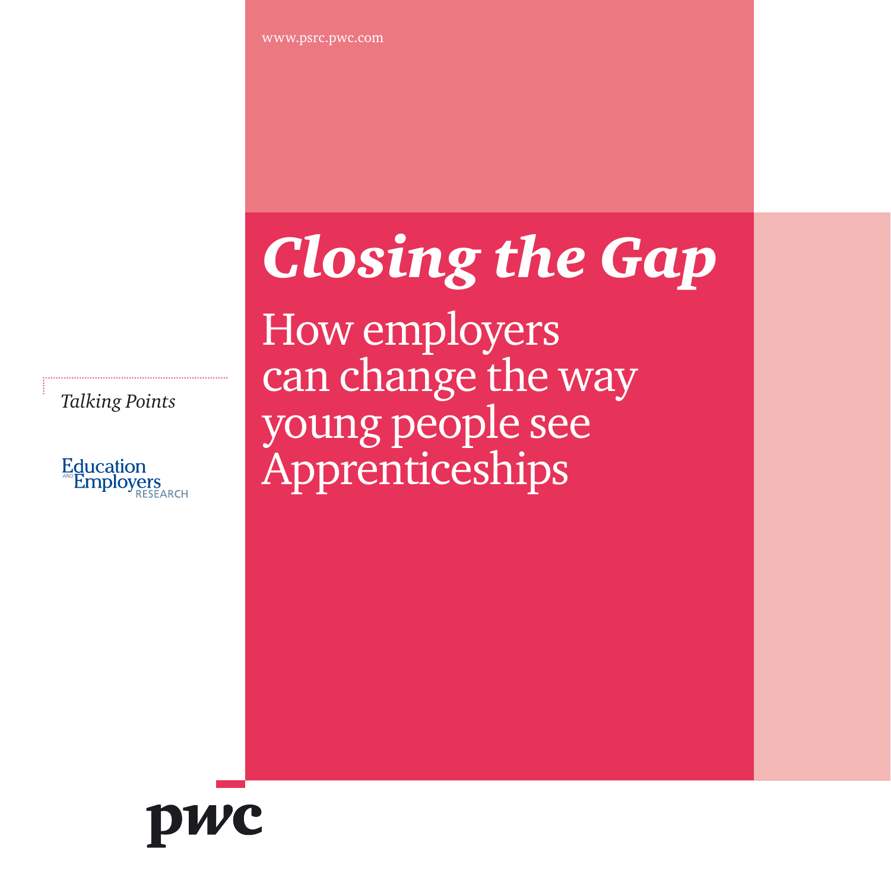www.psrc.pwc.com

# *Closing the Gap*

## How employers can change the way young people see Apprenticeships

*Talking Points*

Education and Employers Research

pwc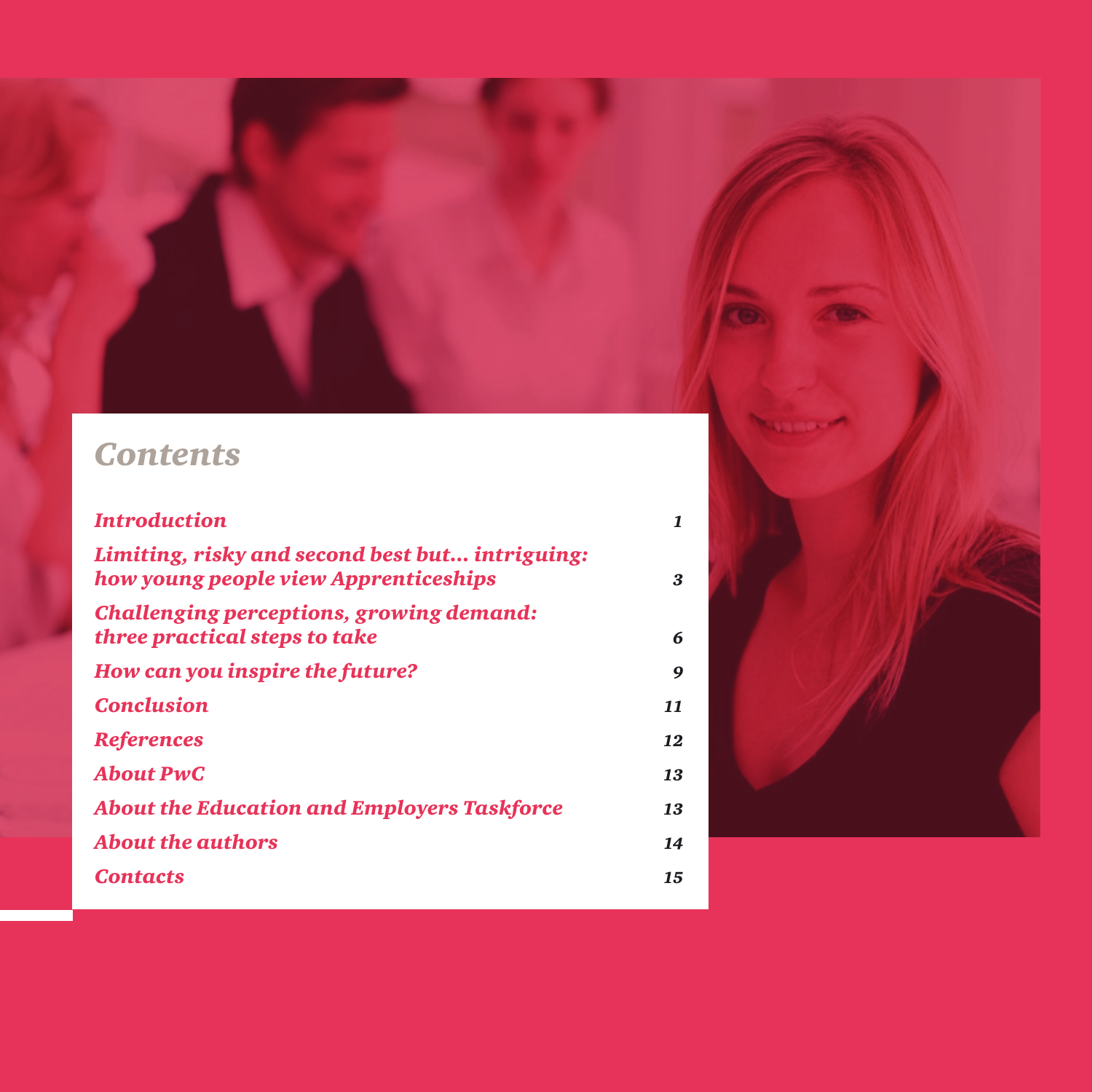# *Contents*

| | |
|---|---|
| *Introduction* | *1* |
| *Limiting, risky and second best but… intriguing: how young people view Apprenticeships* | *3* |
| *Challenging perceptions, growing demand: three practical steps to take* | *6* |
| *How can you inspire the future?* | *9* |
| *Conclusion* | *11* |
| *References* | *12* |
| *About PwC* | *13* |
| *About the Education and Employers Taskforce* | *13* |
| *About the authors* | *14* |
| *Contacts* | *15* |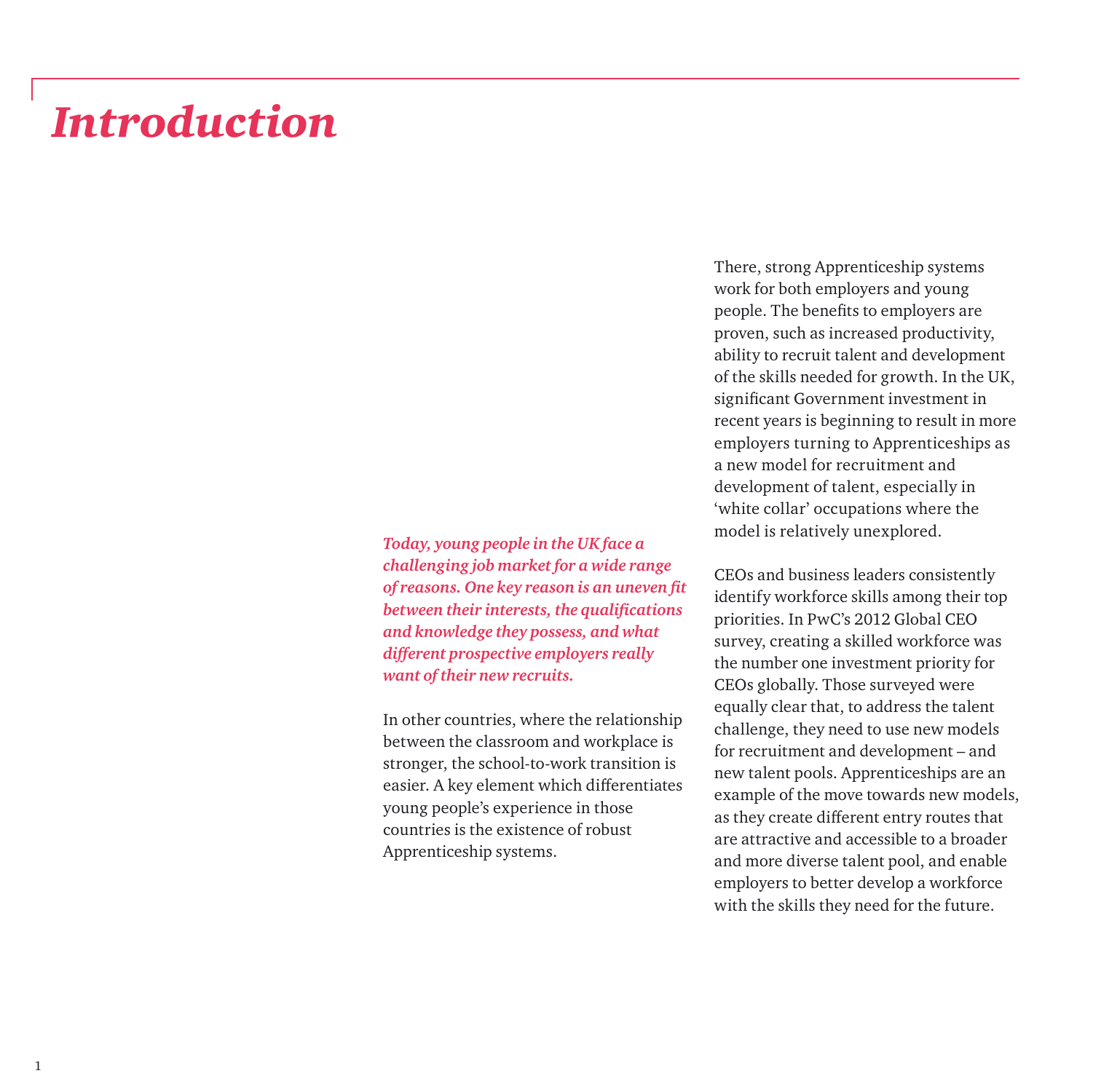# *Introduction*

***Today, young people in the UK face a challenging job market for a wide range of reasons. One key reason is an uneven fit between their interests, the qualifications and knowledge they possess, and what different prospective employers really want of their new recruits.***

In other countries, where the relationship between the classroom and workplace is stronger, the school-to-work transition is easier. A key element which differentiates young people's experience in those countries is the existence of robust Apprenticeship systems.

There, strong Apprenticeship systems work for both employers and young people. The benefits to employers are proven, such as increased productivity, ability to recruit talent and development of the skills needed for growth. In the UK, significant Government investment in recent years is beginning to result in more employers turning to Apprenticeships as a new model for recruitment and development of talent, especially in 'white collar' occupations where the model is relatively unexplored.

CEOs and business leaders consistently identify workforce skills among their top priorities. In PwC's 2012 Global CEO survey, creating a skilled workforce was the number one investment priority for CEOs globally. Those surveyed were equally clear that, to address the talent challenge, they need to use new models for recruitment and development – and new talent pools. Apprenticeships are an example of the move towards new models, as they create different entry routes that are attractive and accessible to a broader and more diverse talent pool, and enable employers to better develop a workforce with the skills they need for the future.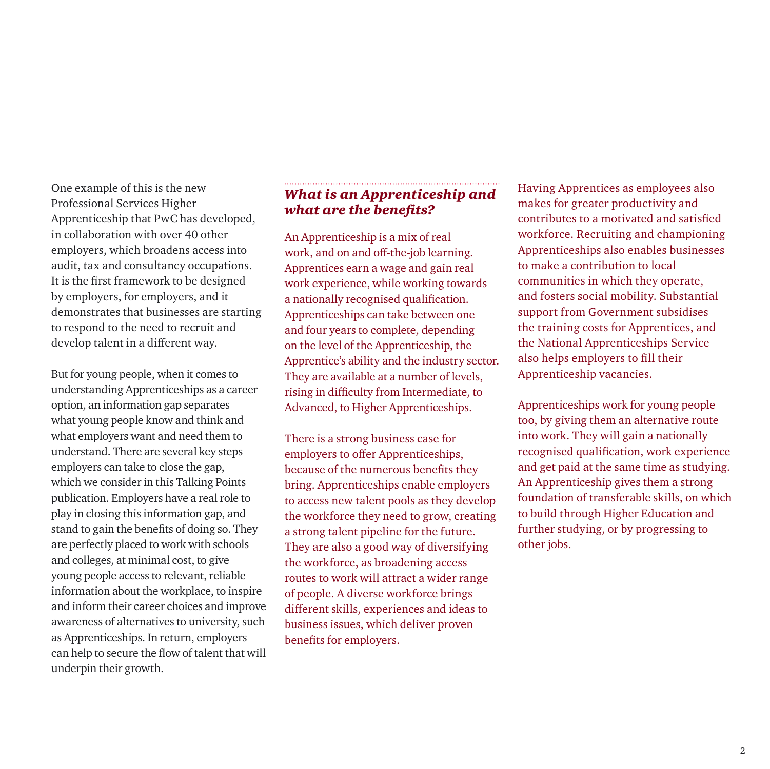One example of this is the new Professional Services Higher Apprenticeship that PwC has developed, in collaboration with over 40 other employers, which broadens access into audit, tax and consultancy occupations. It is the first framework to be designed by employers, for employers, and it demonstrates that businesses are starting to respond to the need to recruit and develop talent in a different way.

But for young people, when it comes to understanding Apprenticeships as a career option, an information gap separates what young people know and think and what employers want and need them to understand. There are several key steps employers can take to close the gap, which we consider in this Talking Points publication. Employers have a real role to play in closing this information gap, and stand to gain the benefits of doing so. They are perfectly placed to work with schools and colleges, at minimal cost, to give young people access to relevant, reliable information about the workplace, to inspire and inform their career choices and improve awareness of alternatives to university, such as Apprenticeships. In return, employers can help to secure the flow of talent that will underpin their growth.

## *What is an Apprenticeship and what are the benefits?*

An Apprenticeship is a mix of real work, and on and off-the-job learning. Apprentices earn a wage and gain real work experience, while working towards a nationally recognised qualification. Apprenticeships can take between one and four years to complete, depending on the level of the Apprenticeship, the Apprentice's ability and the industry sector. They are available at a number of levels, rising in difficulty from Intermediate, to Advanced, to Higher Apprenticeships.

There is a strong business case for employers to offer Apprenticeships, because of the numerous benefits they bring. Apprenticeships enable employers to access new talent pools as they develop the workforce they need to grow, creating a strong talent pipeline for the future. They are also a good way of diversifying the workforce, as broadening access routes to work will attract a wider range of people. A diverse workforce brings different skills, experiences and ideas to business issues, which deliver proven benefits for employers.

Having Apprentices as employees also makes for greater productivity and contributes to a motivated and satisfied workforce. Recruiting and championing Apprenticeships also enables businesses to make a contribution to local communities in which they operate, and fosters social mobility. Substantial support from Government subsidises the training costs for Apprentices, and the National Apprenticeships Service also helps employers to fill their Apprenticeship vacancies.

Apprenticeships work for young people too, by giving them an alternative route into work. They will gain a nationally recognised qualification, work experience and get paid at the same time as studying. An Apprenticeship gives them a strong foundation of transferable skills, on which to build through Higher Education and further studying, or by progressing to other jobs.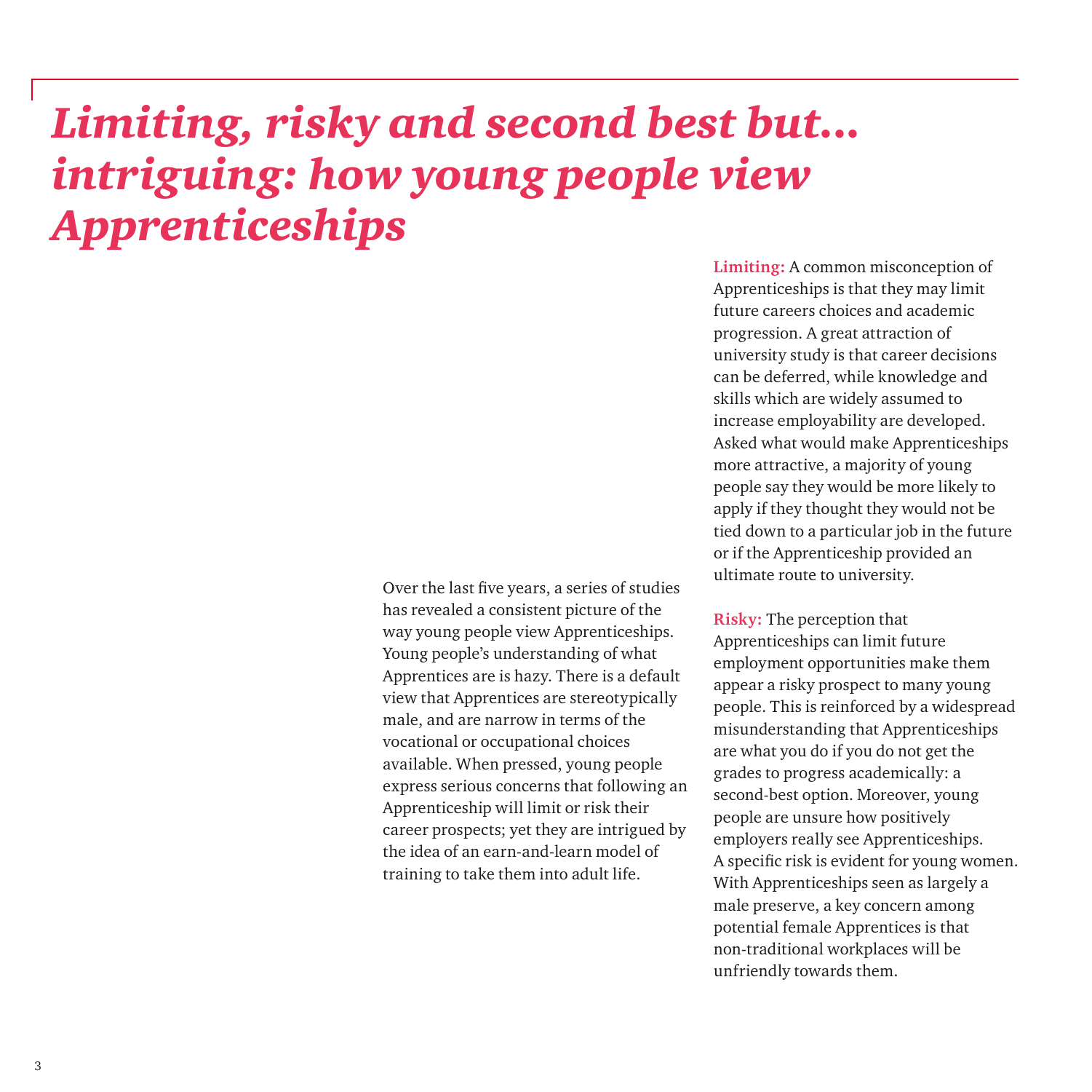# *Limiting, risky and second best but… intriguing: how young people view Apprenticeships*

Over the last five years, a series of studies has revealed a consistent picture of the way young people view Apprenticeships. Young people's understanding of what Apprentices are is hazy. There is a default view that Apprentices are stereotypically male, and are narrow in terms of the vocational or occupational choices available. When pressed, young people express serious concerns that following an Apprenticeship will limit or risk their career prospects; yet they are intrigued by the idea of an earn-and-learn model of training to take them into adult life.

**Limiting:** A common misconception of Apprenticeships is that they may limit future careers choices and academic progression. A great attraction of university study is that career decisions can be deferred, while knowledge and skills which are widely assumed to increase employability are developed. Asked what would make Apprenticeships more attractive, a majority of young people say they would be more likely to apply if they thought they would not be tied down to a particular job in the future or if the Apprenticeship provided an ultimate route to university.

**Risky:** The perception that Apprenticeships can limit future employment opportunities make them appear a risky prospect to many young people. This is reinforced by a widespread misunderstanding that Apprenticeships are what you do if you do not get the grades to progress academically: a second-best option. Moreover, young people are unsure how positively employers really see Apprenticeships. A specific risk is evident for young women. With Apprenticeships seen as largely a male preserve, a key concern among potential female Apprentices is that non-traditional workplaces will be unfriendly towards them.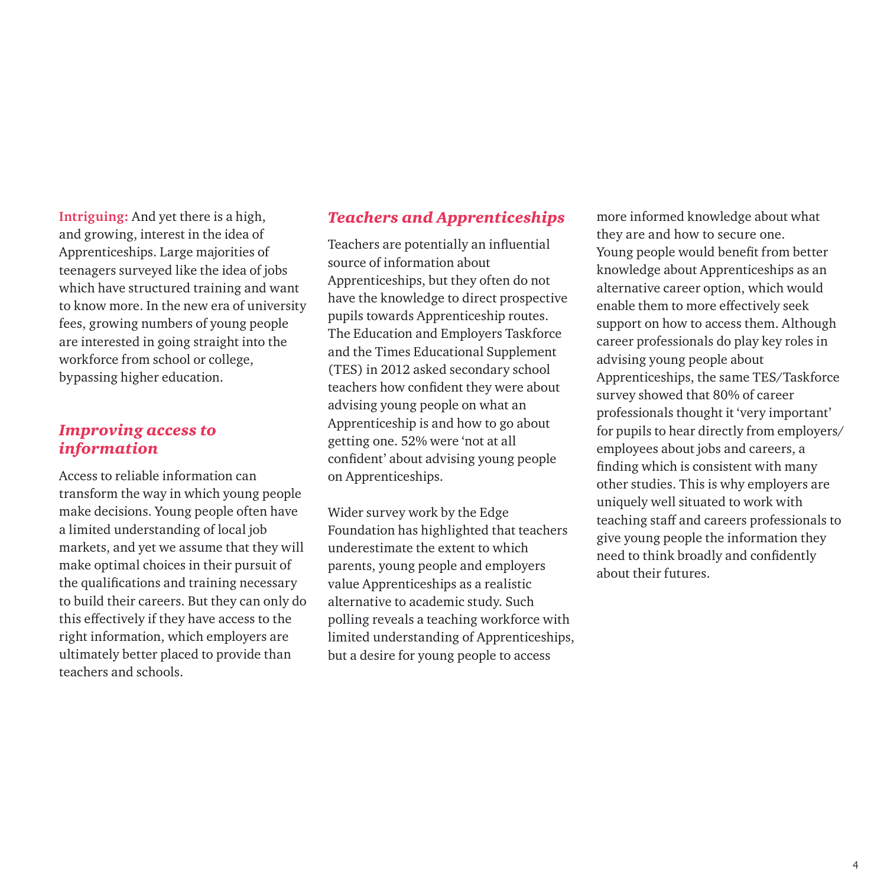**Intriguing:** And yet there is a high, and growing, interest in the idea of Apprenticeships. Large majorities of teenagers surveyed like the idea of jobs which have structured training and want to know more. In the new era of university fees, growing numbers of young people are interested in going straight into the workforce from school or college, bypassing higher education.

## *Improving access to information*

Access to reliable information can transform the way in which young people make decisions. Young people often have a limited understanding of local job markets, and yet we assume that they will make optimal choices in their pursuit of the qualifications and training necessary to build their careers. But they can only do this effectively if they have access to the right information, which employers are ultimately better placed to provide than teachers and schools.

## *Teachers and Apprenticeships*

Teachers are potentially an influential source of information about Apprenticeships, but they often do not have the knowledge to direct prospective pupils towards Apprenticeship routes. The Education and Employers Taskforce and the Times Educational Supplement (TES) in 2012 asked secondary school teachers how confident they were about advising young people on what an Apprenticeship is and how to go about getting one. 52% were 'not at all confident' about advising young people on Apprenticeships.

Wider survey work by the Edge Foundation has highlighted that teachers underestimate the extent to which parents, young people and employers value Apprenticeships as a realistic alternative to academic study. Such polling reveals a teaching workforce with limited understanding of Apprenticeships, but a desire for young people to access more informed knowledge about what they are and how to secure one. Young people would benefit from better knowledge about Apprenticeships as an alternative career option, which would enable them to more effectively seek support on how to access them. Although career professionals do play key roles in advising young people about Apprenticeships, the same TES/Taskforce survey showed that 80% of career professionals thought it 'very important' for pupils to hear directly from employers/employees about jobs and careers, a finding which is consistent with many other studies. This is why employers are uniquely well situated to work with teaching staff and careers professionals to give young people the information they need to think broadly and confidently about their futures.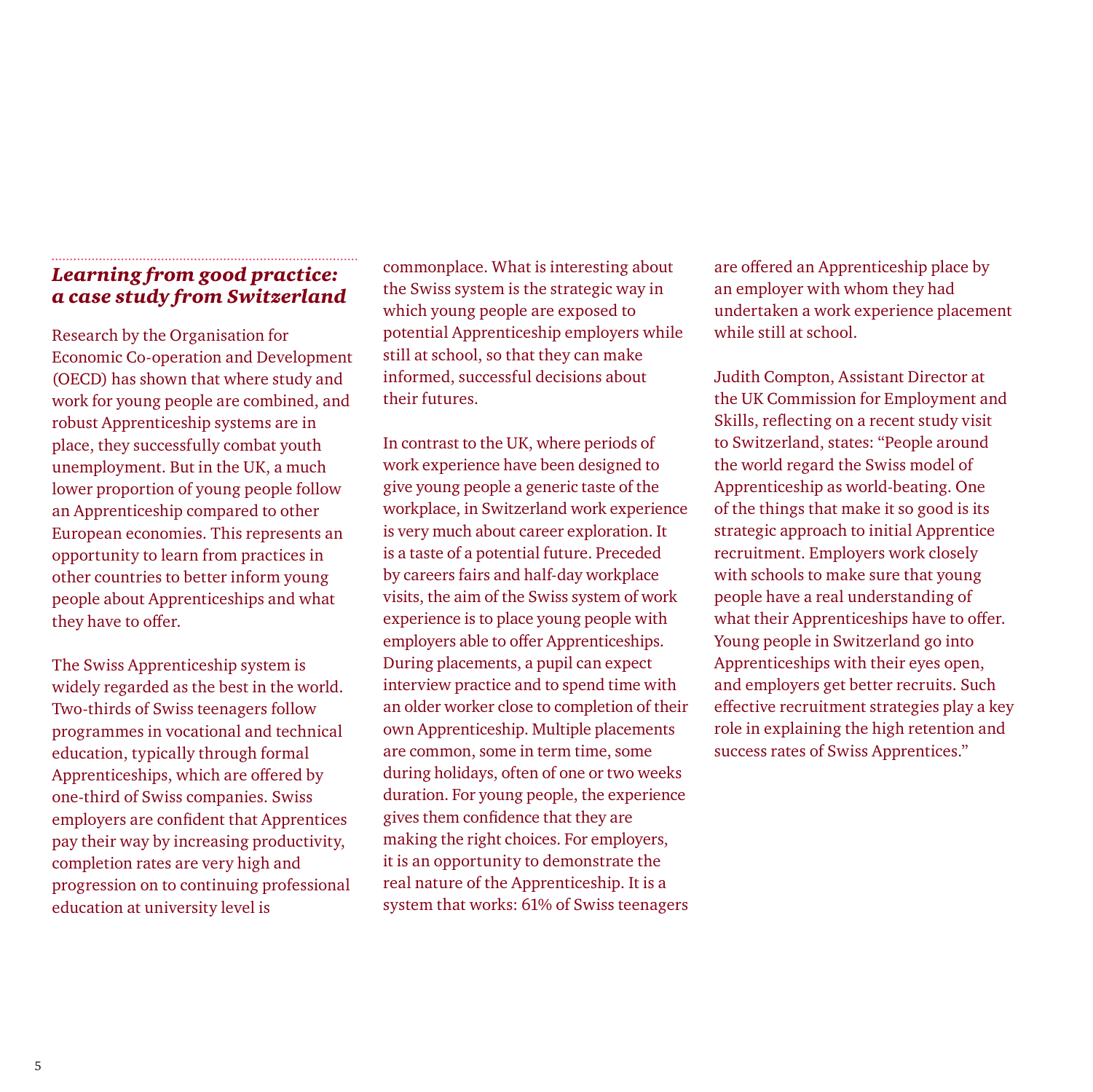## *Learning from good practice: a case study from Switzerland*

Research by the Organisation for Economic Co-operation and Development (OECD) has shown that where study and work for young people are combined, and robust Apprenticeship systems are in place, they successfully combat youth unemployment. But in the UK, a much lower proportion of young people follow an Apprenticeship compared to other European economies. This represents an opportunity to learn from practices in other countries to better inform young people about Apprenticeships and what they have to offer.

The Swiss Apprenticeship system is widely regarded as the best in the world. Two-thirds of Swiss teenagers follow programmes in vocational and technical education, typically through formal Apprenticeships, which are offered by one-third of Swiss companies. Swiss employers are confident that Apprentices pay their way by increasing productivity, completion rates are very high and progression on to continuing professional education at university level is commonplace. What is interesting about the Swiss system is the strategic way in which young people are exposed to potential Apprenticeship employers while still at school, so that they can make informed, successful decisions about their futures.

In contrast to the UK, where periods of work experience have been designed to give young people a generic taste of the workplace, in Switzerland work experience is very much about career exploration. It is a taste of a potential future. Preceded by careers fairs and half-day workplace visits, the aim of the Swiss system of work experience is to place young people with employers able to offer Apprenticeships. During placements, a pupil can expect interview practice and to spend time with an older worker close to completion of their own Apprenticeship. Multiple placements are common, some in term time, some during holidays, often of one or two weeks duration. For young people, the experience gives them confidence that they are making the right choices. For employers, it is an opportunity to demonstrate the real nature of the Apprenticeship. It is a system that works: 61% of Swiss teenagers are offered an Apprenticeship place by an employer with whom they had undertaken a work experience placement while still at school.

Judith Compton, Assistant Director at the UK Commission for Employment and Skills, reflecting on a recent study visit to Switzerland, states: "People around the world regard the Swiss model of Apprenticeship as world-beating. One of the things that make it so good is its strategic approach to initial Apprentice recruitment. Employers work closely with schools to make sure that young people have a real understanding of what their Apprenticeships have to offer. Young people in Switzerland go into Apprenticeships with their eyes open, and employers get better recruits. Such effective recruitment strategies play a key role in explaining the high retention and success rates of Swiss Apprentices."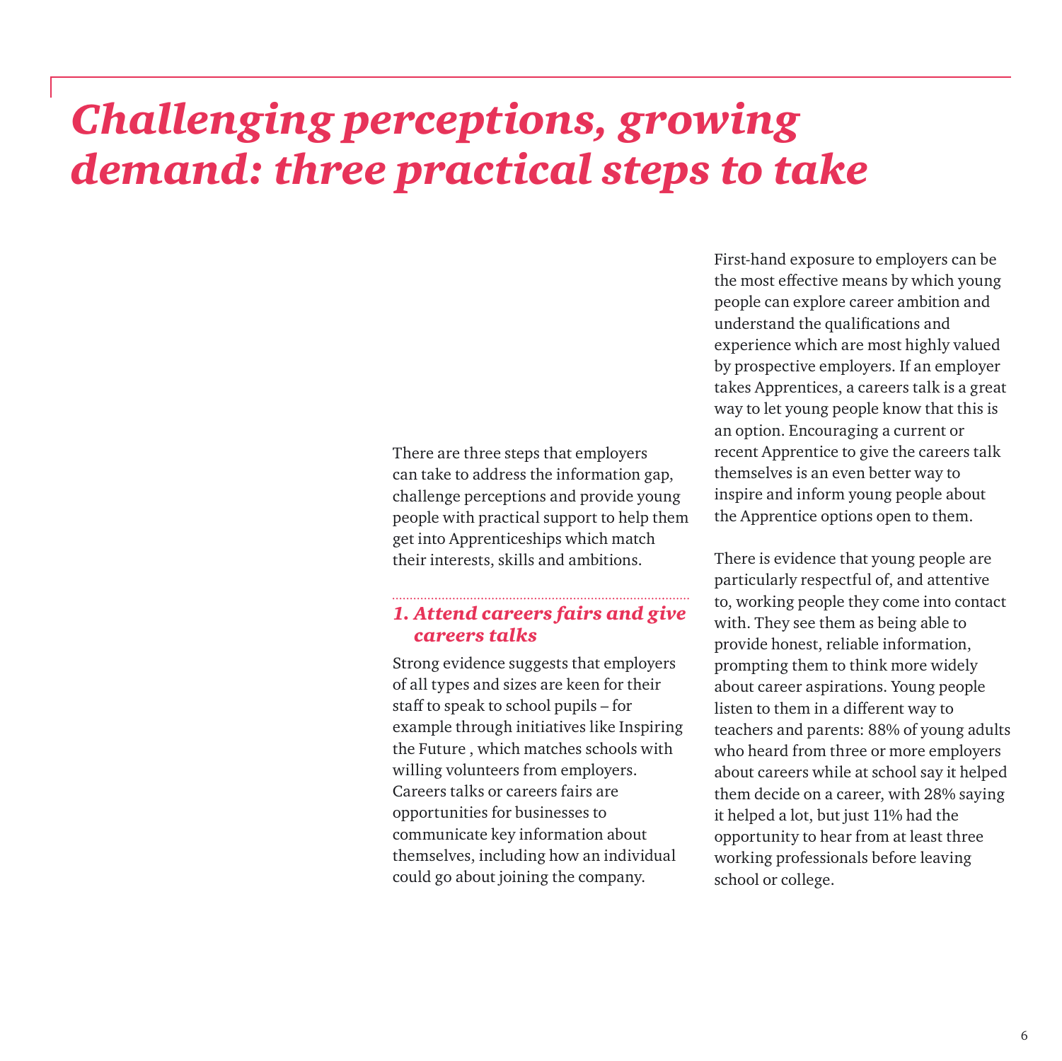# *Challenging perceptions, growing demand: three practical steps to take*

There are three steps that employers can take to address the information gap, challenge perceptions and provide young people with practical support to help them get into Apprenticeships which match their interests, skills and ambitions.

### *1. Attend careers fairs and give careers talks*

Strong evidence suggests that employers of all types and sizes are keen for their staff to speak to school pupils – for example through initiatives like Inspiring the Future , which matches schools with willing volunteers from employers. Careers talks or careers fairs are opportunities for businesses to communicate key information about themselves, including how an individual could go about joining the company.

First-hand exposure to employers can be the most effective means by which young people can explore career ambition and understand the qualifications and experience which are most highly valued by prospective employers. If an employer takes Apprentices, a careers talk is a great way to let young people know that this is an option. Encouraging a current or recent Apprentice to give the careers talk themselves is an even better way to inspire and inform young people about the Apprentice options open to them.

There is evidence that young people are particularly respectful of, and attentive to, working people they come into contact with. They see them as being able to provide honest, reliable information, prompting them to think more widely about career aspirations. Young people listen to them in a different way to teachers and parents: 88% of young adults who heard from three or more employers about careers while at school say it helped them decide on a career, with 28% saying it helped a lot, but just 11% had the opportunity to hear from at least three working professionals before leaving school or college.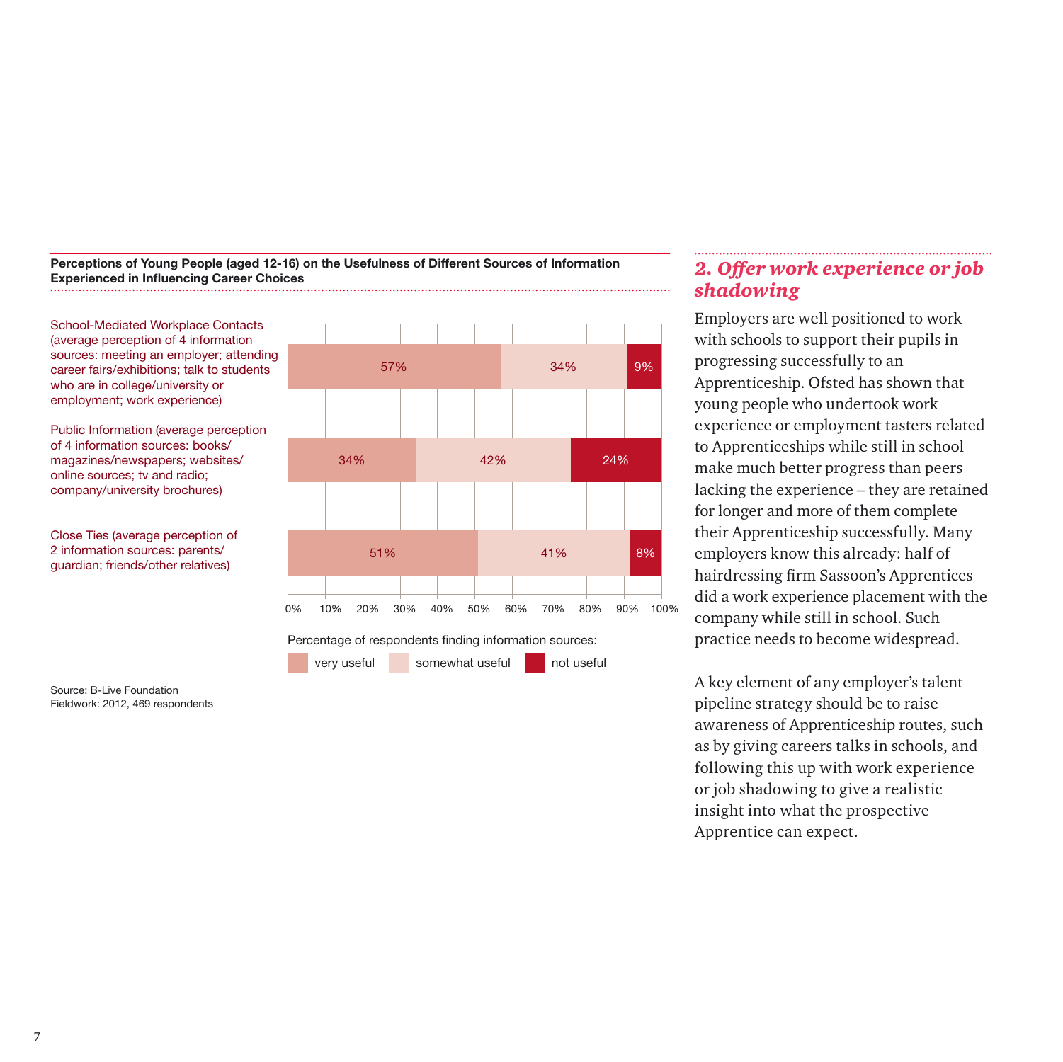**Perceptions of Young People (aged 12-16) on the Usefulness of Different Sources of Information Experienced in Influencing Career Choices**

| | very useful | somewhat useful | not useful |
|---|---|---|---|
| School-Mediated Workplace Contacts (average perception of 4 information sources: meeting an employer; attending career fairs/exhibitions; talk to students who are in college/university or employment; work experience) | 57% | 34% | 9% |
| Public Information (average perception of 4 information sources: books/magazines/newspapers; websites/online sources; tv and radio; company/university brochures) | 34% | 42% | 24% |
| Close Ties (average perception of 2 information sources: parents/guardian; friends/other relatives) | 51% | 41% | 8% |

Percentage of respondents finding information sources: very useful, somewhat useful, not useful

Source: B-Live Foundation
Fieldwork: 2012, 469 respondents

## *2. Offer work experience or job shadowing*

Employers are well positioned to work with schools to support their pupils in progressing successfully to an Apprenticeship. Ofsted has shown that young people who undertook work experience or employment tasters related to Apprenticeships while still in school make much better progress than peers lacking the experience – they are retained for longer and more of them complete their Apprenticeship successfully. Many employers know this already: half of hairdressing firm Sassoon's Apprentices did a work experience placement with the company while still in school. Such practice needs to become widespread.

A key element of any employer's talent pipeline strategy should be to raise awareness of Apprenticeship routes, such as by giving careers talks in schools, and following this up with work experience or job shadowing to give a realistic insight into what the prospective Apprentice can expect.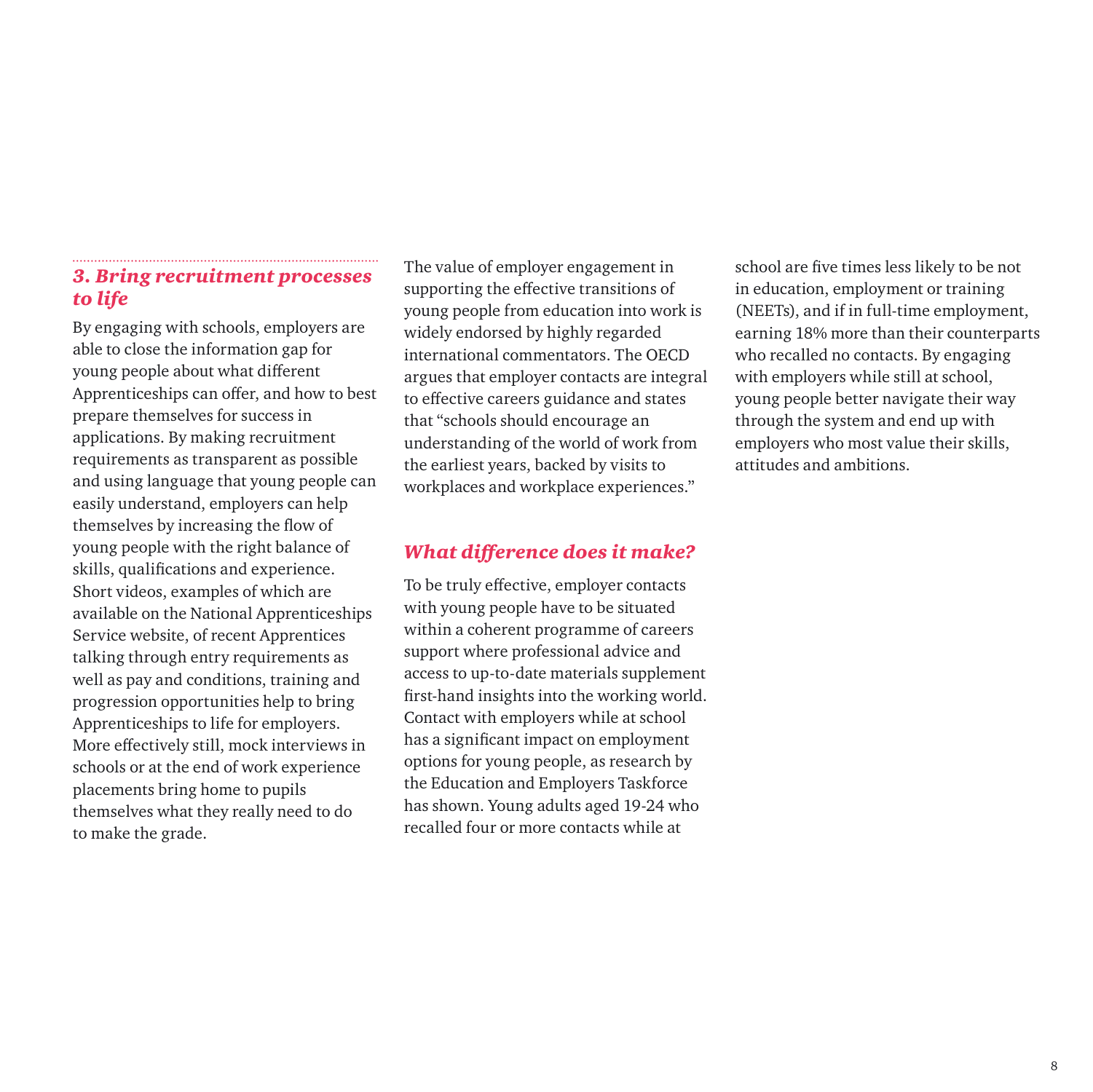### *3. Bring recruitment processes to life*

By engaging with schools, employers are able to close the information gap for young people about what different Apprenticeships can offer, and how to best prepare themselves for success in applications. By making recruitment requirements as transparent as possible and using language that young people can easily understand, employers can help themselves by increasing the flow of young people with the right balance of skills, qualifications and experience. Short videos, examples of which are available on the National Apprenticeships Service website, of recent Apprentices talking through entry requirements as well as pay and conditions, training and progression opportunities help to bring Apprenticeships to life for employers. More effectively still, mock interviews in schools or at the end of work experience placements bring home to pupils themselves what they really need to do to make the grade.

The value of employer engagement in supporting the effective transitions of young people from education into work is widely endorsed by highly regarded international commentators. The OECD argues that employer contacts are integral to effective careers guidance and states that "schools should encourage an understanding of the world of work from the earliest years, backed by visits to workplaces and workplace experiences."

### *What difference does it make?*

To be truly effective, employer contacts with young people have to be situated within a coherent programme of careers support where professional advice and access to up-to-date materials supplement first-hand insights into the working world. Contact with employers while at school has a significant impact on employment options for young people, as research by the Education and Employers Taskforce has shown. Young adults aged 19-24 who recalled four or more contacts while at school are five times less likely to be not in education, employment or training (NEETs), and if in full-time employment, earning 18% more than their counterparts who recalled no contacts. By engaging with employers while still at school, young people better navigate their way through the system and end up with employers who most value their skills, attitudes and ambitions.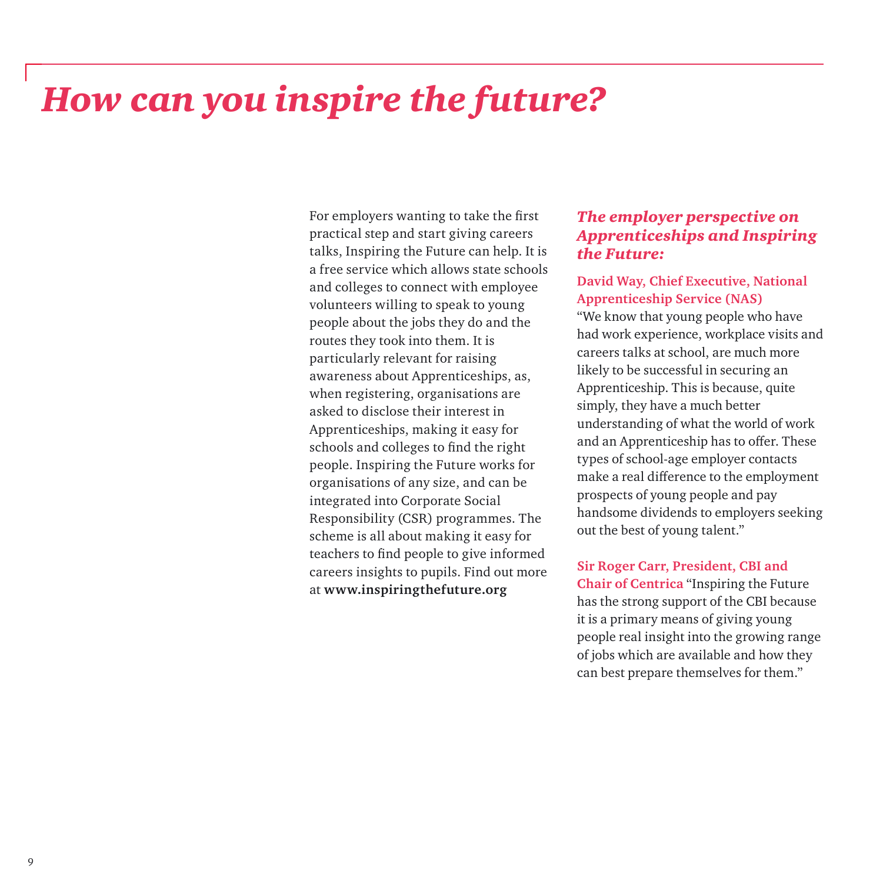# *How can you inspire the future?*

For employers wanting to take the first practical step and start giving careers talks, Inspiring the Future can help. It is a free service which allows state schools and colleges to connect with employee volunteers willing to speak to young people about the jobs they do and the routes they took into them. It is particularly relevant for raising awareness about Apprenticeships, as, when registering, organisations are asked to disclose their interest in Apprenticeships, making it easy for schools and colleges to find the right people. Inspiring the Future works for organisations of any size, and can be integrated into Corporate Social Responsibility (CSR) programmes. The scheme is all about making it easy for teachers to find people to give informed careers insights to pupils. Find out more at **www.inspiringthefuture.org**

### *The employer perspective on Apprenticeships and Inspiring the Future:*

**David Way, Chief Executive, National Apprenticeship Service (NAS)**
"We know that young people who have had work experience, workplace visits and careers talks at school, are much more likely to be successful in securing an Apprenticeship. This is because, quite simply, they have a much better understanding of what the world of work and an Apprenticeship has to offer. These types of school-age employer contacts make a real difference to the employment prospects of young people and pay handsome dividends to employers seeking out the best of young talent."

**Sir Roger Carr, President, CBI and Chair of Centrica** "Inspiring the Future has the strong support of the CBI because it is a primary means of giving young people real insight into the growing range of jobs which are available and how they can best prepare themselves for them."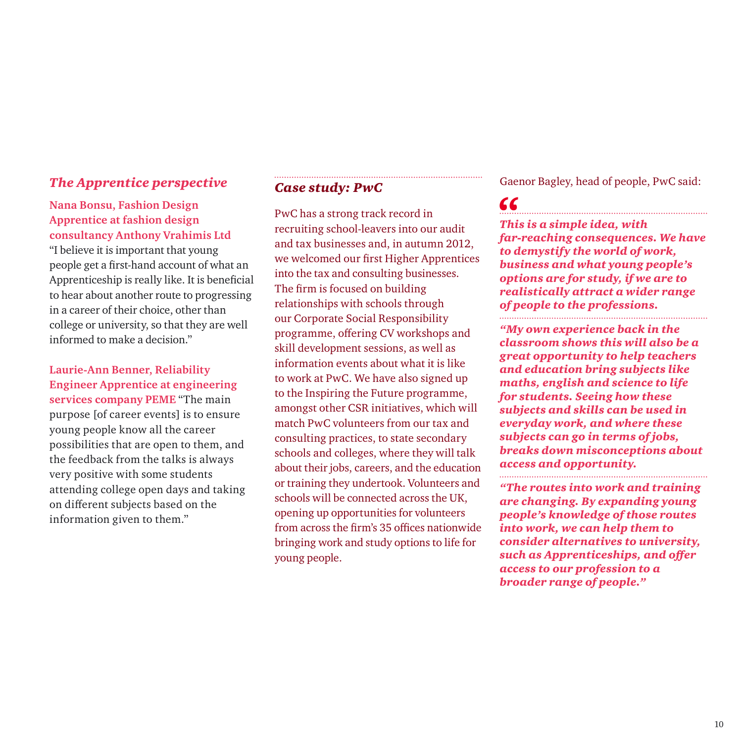## *The Apprentice perspective*

**Nana Bonsu, Fashion Design Apprentice at fashion design consultancy Anthony Vrahimis Ltd**
"I believe it is important that young people get a first-hand account of what an Apprenticeship is really like. It is beneficial to hear about another route to progressing in a career of their choice, other than college or university, so that they are well informed to make a decision."

**Laurie-Ann Benner, Reliability Engineer Apprentice at engineering services company PEME** "The main purpose [of career events] is to ensure young people know all the career possibilities that are open to them, and the feedback from the talks is always very positive with some students attending college open days and taking on different subjects based on the information given to them."

## *Case study: PwC*

PwC has a strong track record in recruiting school-leavers into our audit and tax businesses and, in autumn 2012, we welcomed our first Higher Apprentices into the tax and consulting businesses. The firm is focused on building relationships with schools through our Corporate Social Responsibility programme, offering CV workshops and skill development sessions, as well as information events about what it is like to work at PwC. We have also signed up to the Inspiring the Future programme, amongst other CSR initiatives, which will match PwC volunteers from our tax and consulting practices, to state secondary schools and colleges, where they will talk about their jobs, careers, and the education or training they undertook. Volunteers and schools will be connected across the UK, opening up opportunities for volunteers from across the firm's 35 offices nationwide bringing work and study options to life for young people.

Gaenor Bagley, head of people, PwC said:

> ***"This is a simple idea, with far-reaching consequences. We have to demystify the world of work, business and what young people's options are for study, if we are to realistically attract a wider range of people to the professions.***
>
> ***"My own experience back in the classroom shows this will also be a great opportunity to help teachers and education bring subjects like maths, english and science to life for students. Seeing how these subjects and skills can be used in everyday work, and where these subjects can go in terms of jobs, breaks down misconceptions about access and opportunity.***
>
> ***"The routes into work and training are changing. By expanding young people's knowledge of those routes into work, we can help them to consider alternatives to university, such as Apprenticeships, and offer access to our profession to a broader range of people."***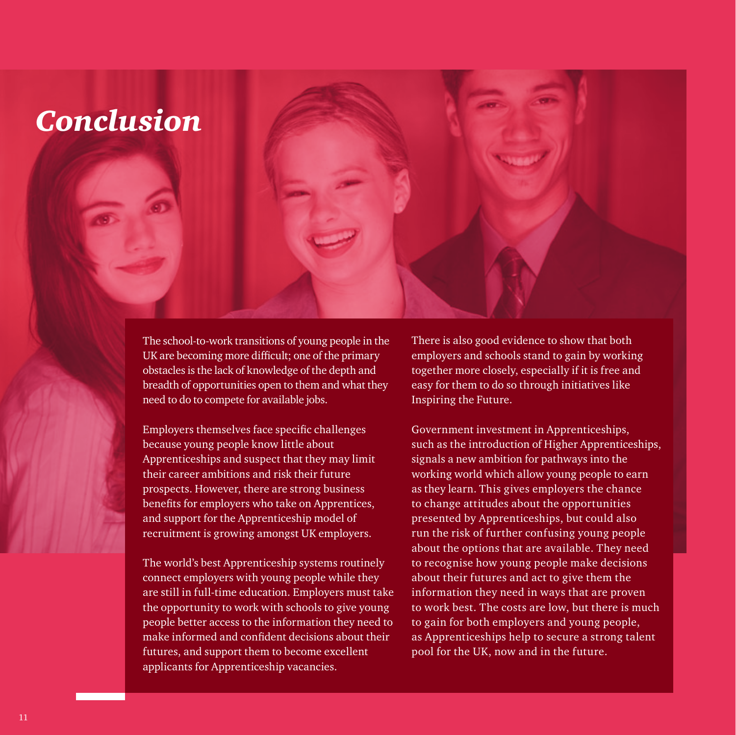# *Conclusion*

The school-to-work transitions of young people in the UK are becoming more difficult; one of the primary obstacles is the lack of knowledge of the depth and breadth of opportunities open to them and what they need to do to compete for available jobs.

Employers themselves face specific challenges because young people know little about Apprenticeships and suspect that they may limit their career ambitions and risk their future prospects. However, there are strong business benefits for employers who take on Apprentices, and support for the Apprenticeship model of recruitment is growing amongst UK employers.

The world's best Apprenticeship systems routinely connect employers with young people while they are still in full-time education. Employers must take the opportunity to work with schools to give young people better access to the information they need to make informed and confident decisions about their futures, and support them to become excellent applicants for Apprenticeship vacancies.

There is also good evidence to show that both employers and schools stand to gain by working together more closely, especially if it is free and easy for them to do so through initiatives like Inspiring the Future.

Government investment in Apprenticeships, such as the introduction of Higher Apprenticeships, signals a new ambition for pathways into the working world which allow young people to earn as they learn. This gives employers the chance to change attitudes about the opportunities presented by Apprenticeships, but could also run the risk of further confusing young people about the options that are available. They need to recognise how young people make decisions about their futures and act to give them the information they need in ways that are proven to work best. The costs are low, but there is much to gain for both employers and young people, as Apprenticeships help to secure a strong talent pool for the UK, now and in the future.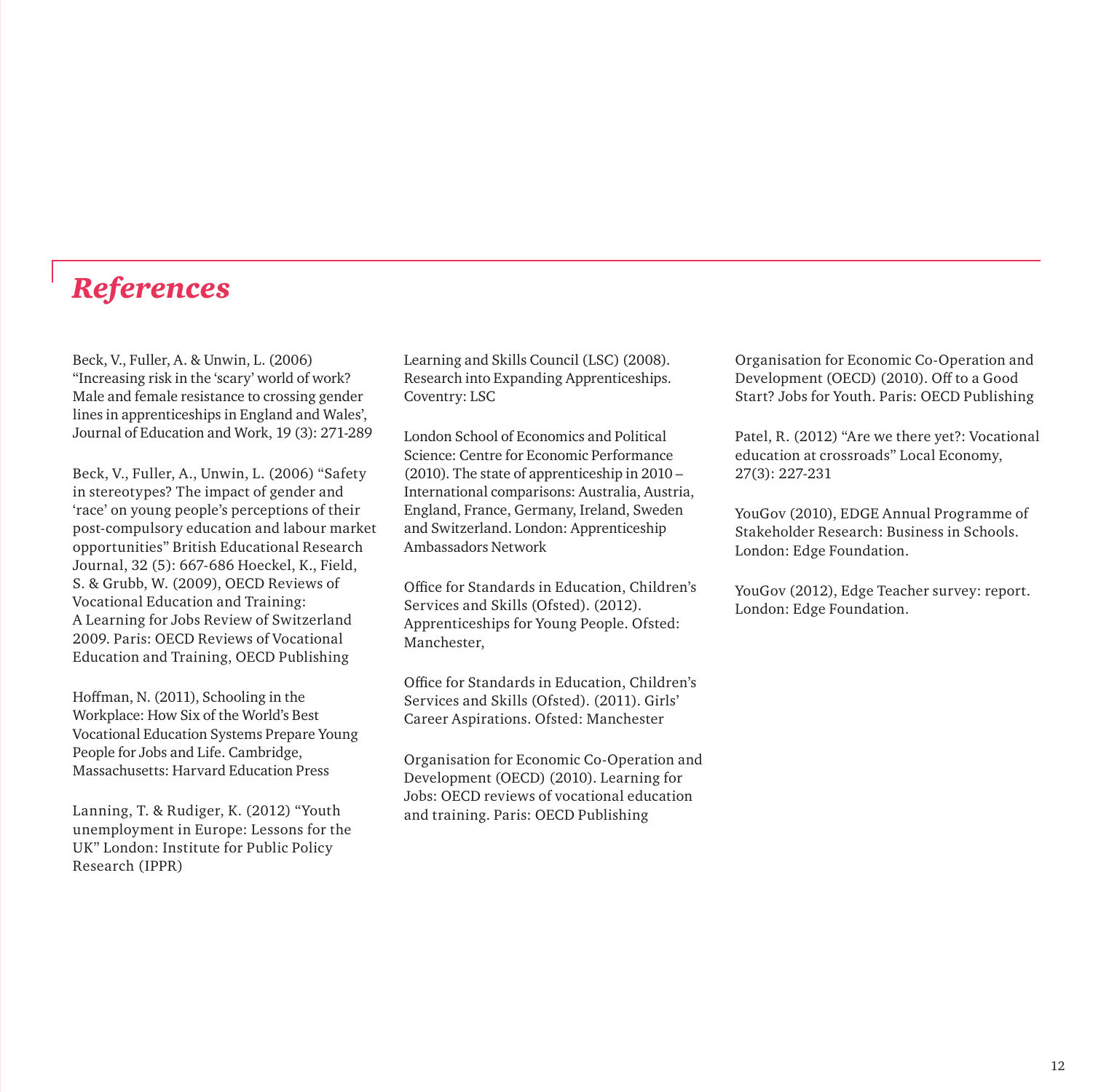# *References*

Beck, V., Fuller, A. & Unwin, L. (2006) "Increasing risk in the 'scary' world of work? Male and female resistance to crossing gender lines in apprenticeships in England and Wales', Journal of Education and Work, 19 (3): 271-289

Beck, V., Fuller, A., Unwin, L. (2006) "Safety in stereotypes? The impact of gender and 'race' on young people's perceptions of their post-compulsory education and labour market opportunities" British Educational Research Journal, 32 (5): 667-686 Hoeckel, K., Field, S. & Grubb, W. (2009), OECD Reviews of Vocational Education and Training: A Learning for Jobs Review of Switzerland 2009. Paris: OECD Reviews of Vocational Education and Training, OECD Publishing

Hoffman, N. (2011), Schooling in the Workplace: How Six of the World's Best Vocational Education Systems Prepare Young People for Jobs and Life. Cambridge, Massachusetts: Harvard Education Press

Lanning, T. & Rudiger, K. (2012) "Youth unemployment in Europe: Lessons for the UK" London: Institute for Public Policy Research (IPPR)

Learning and Skills Council (LSC) (2008). Research into Expanding Apprenticeships. Coventry: LSC

London School of Economics and Political Science: Centre for Economic Performance (2010). The state of apprenticeship in 2010 – International comparisons: Australia, Austria, England, France, Germany, Ireland, Sweden and Switzerland. London: Apprenticeship Ambassadors Network

Office for Standards in Education, Children's Services and Skills (Ofsted). (2012). Apprenticeships for Young People. Ofsted: Manchester,

Office for Standards in Education, Children's Services and Skills (Ofsted). (2011). Girls' Career Aspirations. Ofsted: Manchester

Organisation for Economic Co-Operation and Development (OECD) (2010). Learning for Jobs: OECD reviews of vocational education and training. Paris: OECD Publishing

Organisation for Economic Co-Operation and Development (OECD) (2010). Off to a Good Start? Jobs for Youth. Paris: OECD Publishing

Patel, R. (2012) "Are we there yet?: Vocational education at crossroads" Local Economy, 27(3): 227-231

YouGov (2010), EDGE Annual Programme of Stakeholder Research: Business in Schools. London: Edge Foundation.

YouGov (2012), Edge Teacher survey: report. London: Edge Foundation.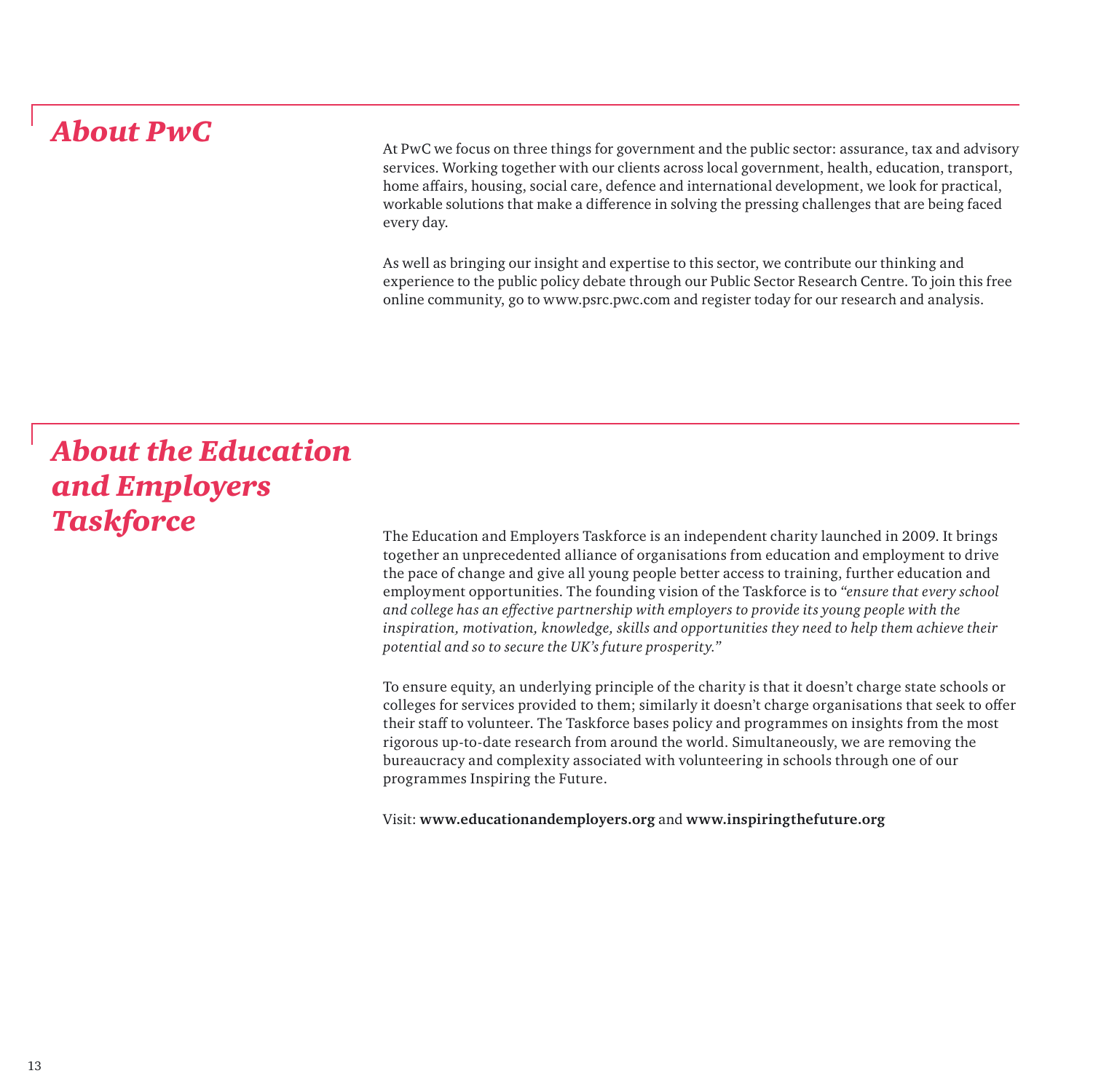## *About PwC*

At PwC we focus on three things for government and the public sector: assurance, tax and advisory services. Working together with our clients across local government, health, education, transport, home affairs, housing, social care, defence and international development, we look for practical, workable solutions that make a difference in solving the pressing challenges that are being faced every day.

As well as bringing our insight and expertise to this sector, we contribute our thinking and experience to the public policy debate through our Public Sector Research Centre. To join this free online community, go to www.psrc.pwc.com and register today for our research and analysis.

## *About the Education and Employers Taskforce*

The Education and Employers Taskforce is an independent charity launched in 2009. It brings together an unprecedented alliance of organisations from education and employment to drive the pace of change and give all young people better access to training, further education and employment opportunities. The founding vision of the Taskforce is to *"ensure that every school and college has an effective partnership with employers to provide its young people with the inspiration, motivation, knowledge, skills and opportunities they need to help them achieve their potential and so to secure the UK's future prosperity."*

To ensure equity, an underlying principle of the charity is that it doesn't charge state schools or colleges for services provided to them; similarly it doesn't charge organisations that seek to offer their staff to volunteer. The Taskforce bases policy and programmes on insights from the most rigorous up-to-date research from around the world. Simultaneously, we are removing the bureaucracy and complexity associated with volunteering in schools through one of our programmes Inspiring the Future.

Visit: **www.educationandemployers.org** and **www.inspiringthefuture.org**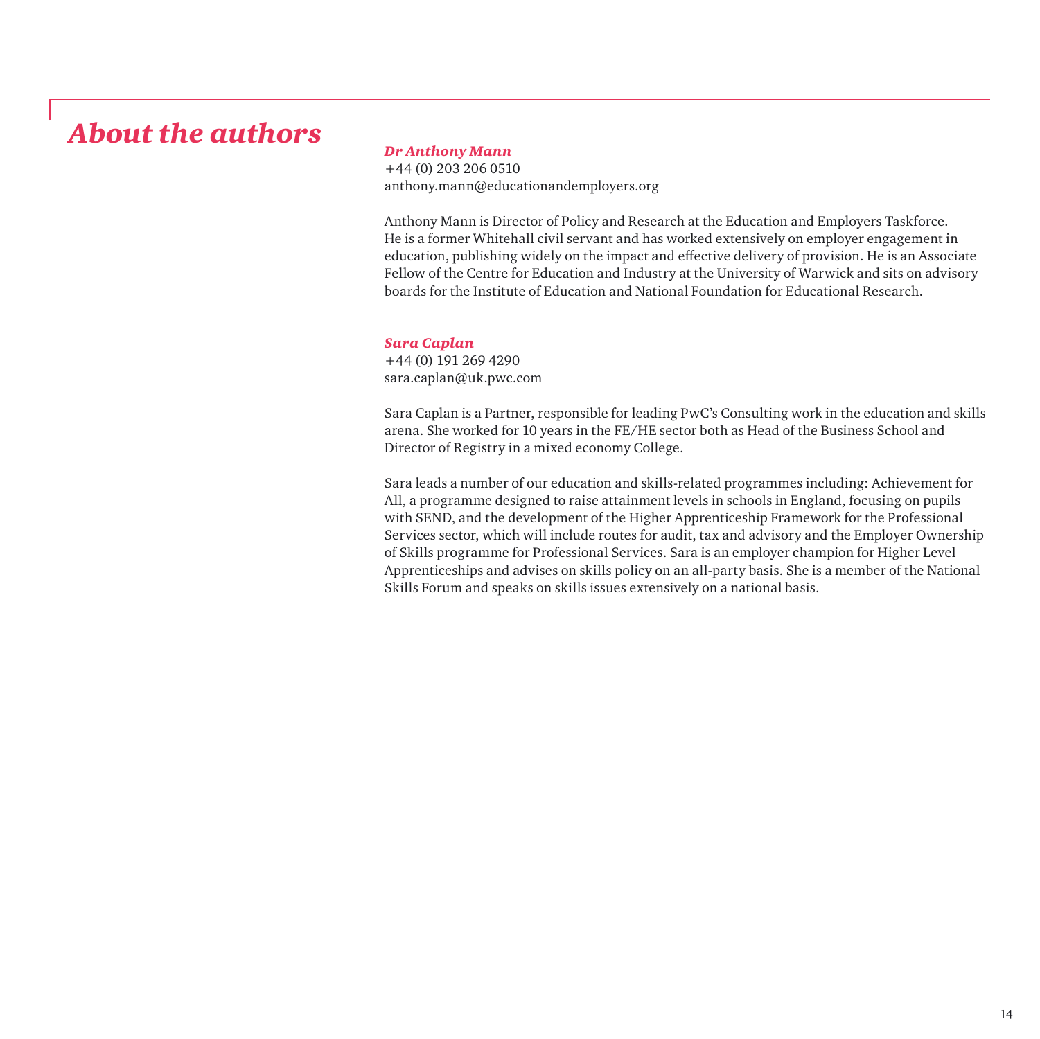# About the authors

### *Dr Anthony Mann*

+44 (0) 203 206 0510
anthony.mann@educationandemployers.org

Anthony Mann is Director of Policy and Research at the Education and Employers Taskforce. He is a former Whitehall civil servant and has worked extensively on employer engagement in education, publishing widely on the impact and effective delivery of provision. He is an Associate Fellow of the Centre for Education and Industry at the University of Warwick and sits on advisory boards for the Institute of Education and National Foundation for Educational Research.

### *Sara Caplan*

+44 (0) 191 269 4290
sara.caplan@uk.pwc.com

Sara Caplan is a Partner, responsible for leading PwC's Consulting work in the education and skills arena. She worked for 10 years in the FE/HE sector both as Head of the Business School and Director of Registry in a mixed economy College.

Sara leads a number of our education and skills-related programmes including: Achievement for All, a programme designed to raise attainment levels in schools in England, focusing on pupils with SEND, and the development of the Higher Apprenticeship Framework for the Professional Services sector, which will include routes for audit, tax and advisory and the Employer Ownership of Skills programme for Professional Services. Sara is an employer champion for Higher Level Apprenticeships and advises on skills policy on an all-party basis. She is a member of the National Skills Forum and speaks on skills issues extensively on a national basis.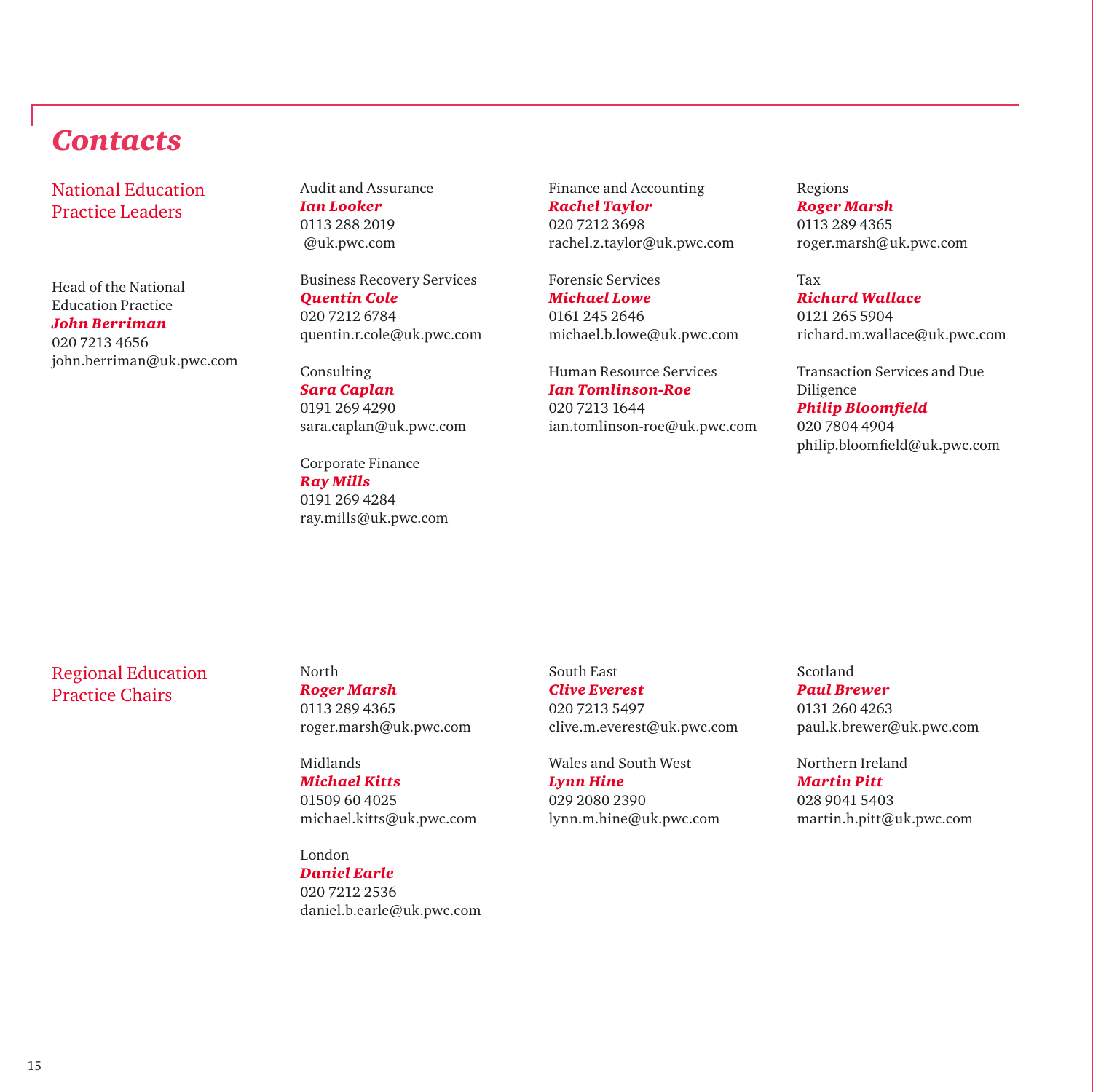# Contacts

## National Education Practice Leaders

Head of the National Education Practice
***John Berriman***
020 7213 4656
john.berriman@uk.pwc.com

Audit and Assurance
***Ian Looker***
0113 288 2019
@uk.pwc.com

Business Recovery Services
***Quentin Cole***
020 7212 6784
quentin.r.cole@uk.pwc.com

Consulting
***Sara Caplan***
0191 269 4290
sara.caplan@uk.pwc.com

Corporate Finance
***Ray Mills***
0191 269 4284
ray.mills@uk.pwc.com

Finance and Accounting
***Rachel Taylor***
020 7212 3698
rachel.z.taylor@uk.pwc.com

Forensic Services
***Michael Lowe***
0161 245 2646
michael.b.lowe@uk.pwc.com

Human Resource Services
***Ian Tomlinson-Roe***
020 7213 1644
ian.tomlinson-roe@uk.pwc.com

Regions
***Roger Marsh***
0113 289 4365
roger.marsh@uk.pwc.com

Tax
***Richard Wallace***
0121 265 5904
richard.m.wallace@uk.pwc.com

Transaction Services and Due Diligence
***Philip Bloomfield***
020 7804 4904
philip.bloomfield@uk.pwc.com

## Regional Education Practice Chairs

North
***Roger Marsh***
0113 289 4365
roger.marsh@uk.pwc.com

Midlands
***Michael Kitts***
01509 60 4025
michael.kitts@uk.pwc.com

London
***Daniel Earle***
020 7212 2536
daniel.b.earle@uk.pwc.com

South East
***Clive Everest***
020 7213 5497
clive.m.everest@uk.pwc.com

Wales and South West
***Lynn Hine***
029 2080 2390
lynn.m.hine@uk.pwc.com

Scotland
***Paul Brewer***
0131 260 4263
paul.k.brewer@uk.pwc.com

Northern Ireland
***Martin Pitt***
028 9041 5403
martin.h.pitt@uk.pwc.com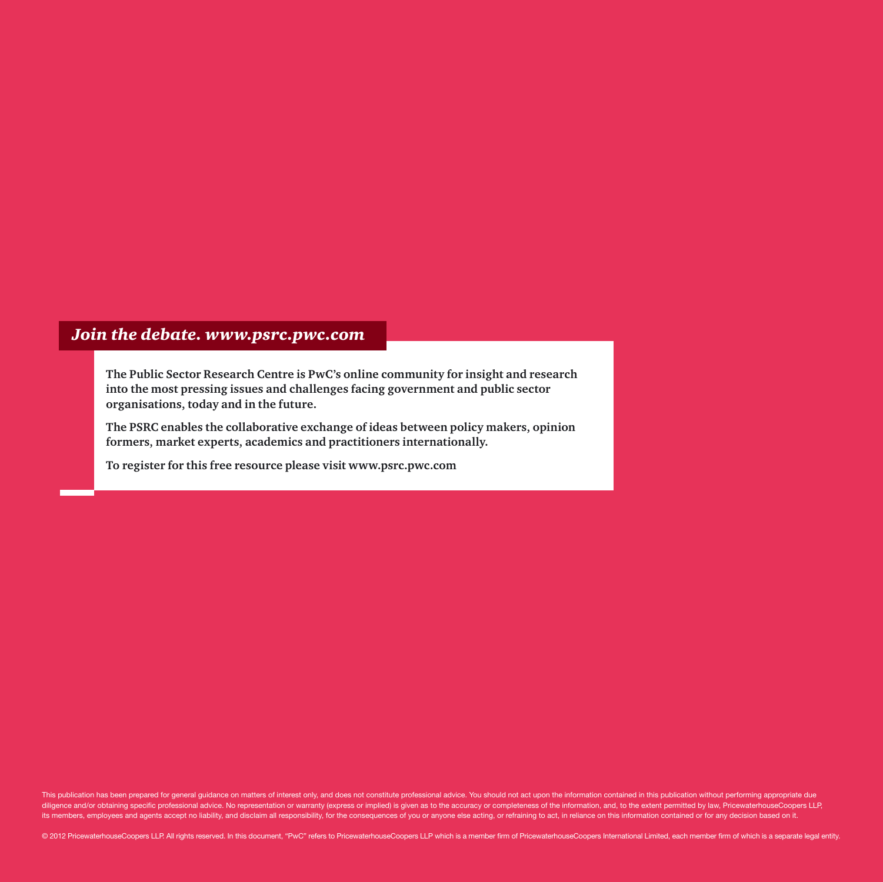*Join the debate. www.psrc.pwc.com*

**The Public Sector Research Centre is PwC's online community for insight and research into the most pressing issues and challenges facing government and public sector organisations, today and in the future.**

**The PSRC enables the collaborative exchange of ideas between policy makers, opinion formers, market experts, academics and practitioners internationally.**

**To register for this free resource please visit www.psrc.pwc.com**

This publication has been prepared for general guidance on matters of interest only, and does not constitute professional advice. You should not act upon the information contained in this publication without performing appropriate due diligence and/or obtaining specific professional advice. No representation or warranty (express or implied) is given as to the accuracy or completeness of the information, and, to the extent permitted by law, PricewaterhouseCoopers LLP, its members, employees and agents accept no liability, and disclaim all responsibility, for the consequences of you or anyone else acting, or refraining to act, in reliance on this information contained or for any decision based on it.

© 2012 PricewaterhouseCoopers LLP. All rights reserved. In this document, "PwC" refers to PricewaterhouseCoopers LLP which is a member firm of PricewaterhouseCoopers International Limited, each member firm of which is a separate legal entity.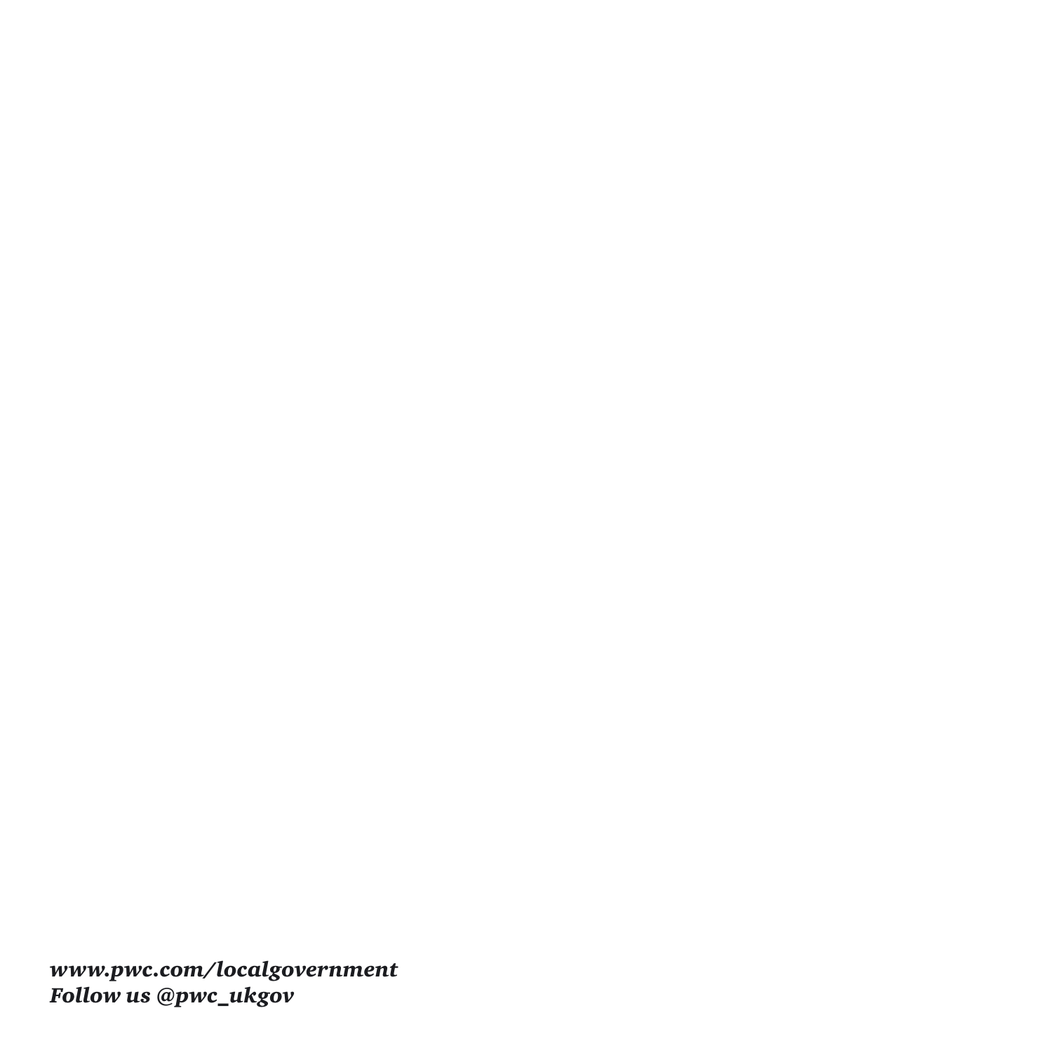*www.pwc.com/localgovernment*
*Follow us @pwc_ukgov*